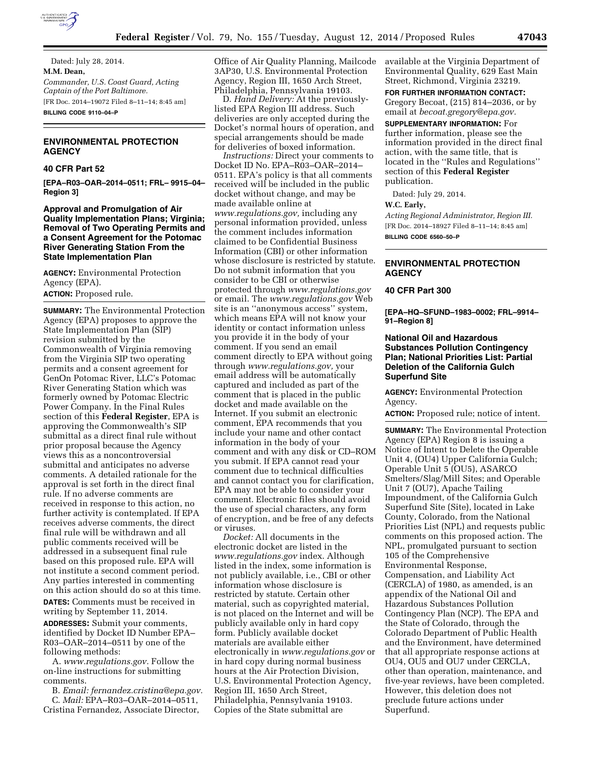Dated: July 28, 2014.

**M.M. Dean,**

*Commander, U.S. Coast Guard, Acting Captain of the Port Baltimore.*

[FR Doc. 2014–19072 Filed 8–11–14; 8:45 am]

**BILLING CODE 9110–04–P**

## ENVIRONMENTAL PROTECTION AGENCY

### 40 CFR Part 52

**[EPA–R03–OAR–2014–0511; FRL– 9915–04–Region 3]**

### Approval and Promulgation of Air Quality Implementation Plans; Virginia; Removal of Two Operating Permits and a Consent Agreement for the Potomac River Generating Station From the State Implementation Plan

**AGENCY:** Environmental Protection Agency (EPA).

**ACTION:** Proposed rule.

**SUMMARY:** The Environmental Protection Agency (EPA) proposes to approve the State Implementation Plan (SIP) revision submitted by the Commonwealth of Virginia removing from the Virginia SIP two operating permits and a consent agreement for GenOn Potomac River, LLC's Potomac River Generating Station which was formerly owned by Potomac Electric Power Company. In the Final Rules section of this **Federal Register**, EPA is approving the Commonwealth's SIP submittal as a direct final rule without prior proposal because the Agency views this as a noncontroversial submittal and anticipates no adverse comments. A detailed rationale for the approval is set forth in the direct final rule. If no adverse comments are received in response to this action, no further activity is contemplated. If EPA receives adverse comments, the direct final rule will be withdrawn and all public comments received will be addressed in a subsequent final rule based on this proposed rule. EPA will not institute a second comment period. Any parties interested in commenting on this action should do so at this time.

**DATES:** Comments must be received in writing by September 11, 2014.

**ADDRESSES:** Submit your comments, identified by Docket ID Number EPA–R03–OAR–2014–0511 by one of the following methods:

A. *www.regulations.gov.* Follow the on-line instructions for submitting comments.

B. *Email: fernandez.cristina@epa.gov.*

C. *Mail:* EPA–R03–OAR–2014–0511, Cristina Fernandez, Associate Director, Office of Air Quality Planning, Mailcode 3AP30, U.S. Environmental Protection Agency, Region III, 1650 Arch Street, Philadelphia, Pennsylvania 19103.

D. *Hand Delivery:* At the previously-listed EPA Region III address. Such deliveries are only accepted during the Docket's normal hours of operation, and special arrangements should be made for deliveries of boxed information.

*Instructions:* Direct your comments to Docket ID No. EPA–R03–OAR–2014–0511. EPA's policy is that all comments received will be included in the public docket without change, and may be made available online at *www.regulations.gov,* including any personal information provided, unless the comment includes information claimed to be Confidential Business Information (CBI) or other information whose disclosure is restricted by statute. Do not submit information that you consider to be CBI or otherwise protected through *www.regulations.gov* or email. The *www.regulations.gov* Web site is an ''anonymous access'' system, which means EPA will not know your identity or contact information unless you provide it in the body of your comment. If you send an email comment directly to EPA without going through *www.regulations.gov,* your email address will be automatically captured and included as part of the comment that is placed in the public docket and made available on the Internet. If you submit an electronic comment, EPA recommends that you include your name and other contact information in the body of your comment and with any disk or CD–ROM you submit. If EPA cannot read your comment due to technical difficulties and cannot contact you for clarification, EPA may not be able to consider your comment. Electronic files should avoid the use of special characters, any form of encryption, and be free of any defects or viruses.

*Docket:* All documents in the electronic docket are listed in the *www.regulations.gov* index. Although listed in the index, some information is not publicly available, i.e., CBI or other information whose disclosure is restricted by statute. Certain other material, such as copyrighted material, is not placed on the Internet and will be publicly available only in hard copy form. Publicly available docket materials are available either electronically in *www.regulations.gov* or in hard copy during normal business hours at the Air Protection Division, U.S. Environmental Protection Agency, Region III, 1650 Arch Street, Philadelphia, Pennsylvania 19103. Copies of the State submittal are available at the Virginia Department of Environmental Quality, 629 East Main Street, Richmond, Virginia 23219.

**FOR FURTHER INFORMATION CONTACT:** Gregory Becoat, (215) 814–2036, or by email at *becoat.gregory@epa.gov.*

**SUPPLEMENTARY INFORMATION:** For further information, please see the information provided in the direct final action, with the same title, that is located in the ''Rules and Regulations'' section of this **Federal Register** publication.

Dated: July 29, 2014.

**W.C. Early,**

*Acting Regional Administrator, Region III.*

[FR Doc. 2014–18927 Filed 8–11–14; 8:45 am]

**BILLING CODE 6560–50–P**

## ENVIRONMENTAL PROTECTION AGENCY

### 40 CFR Part 300

**[EPA–HQ–SFUND–1983–0002; FRL–9914–91–Region 8]**

### National Oil and Hazardous Substances Pollution Contingency Plan; National Priorities List: Partial Deletion of the California Gulch Superfund Site

**AGENCY:** Environmental Protection Agency.

**ACTION:** Proposed rule; notice of intent.

**SUMMARY:** The Environmental Protection Agency (EPA) Region 8 is issuing a Notice of Intent to Delete the Operable Unit 4, (OU4) Upper California Gulch; Operable Unit 5 (OU5), ASARCO Smelters/Slag/Mill Sites; and Operable Unit 7 (OU7), Apache Tailing Impoundment, of the California Gulch Superfund Site (Site), located in Lake County, Colorado, from the National Priorities List (NPL) and requests public comments on this proposed action. The NPL, promulgated pursuant to section 105 of the Comprehensive Environmental Response, Compensation, and Liability Act (CERCLA) of 1980, as amended, is an appendix of the National Oil and Hazardous Substances Pollution Contingency Plan (NCP). The EPA and the State of Colorado, through the Colorado Department of Public Health and the Environment, have determined that all appropriate response actions at OU4, OU5 and OU7 under CERCLA, other than operation, maintenance, and five-year reviews, have been completed. However, this deletion does not preclude future actions under Superfund.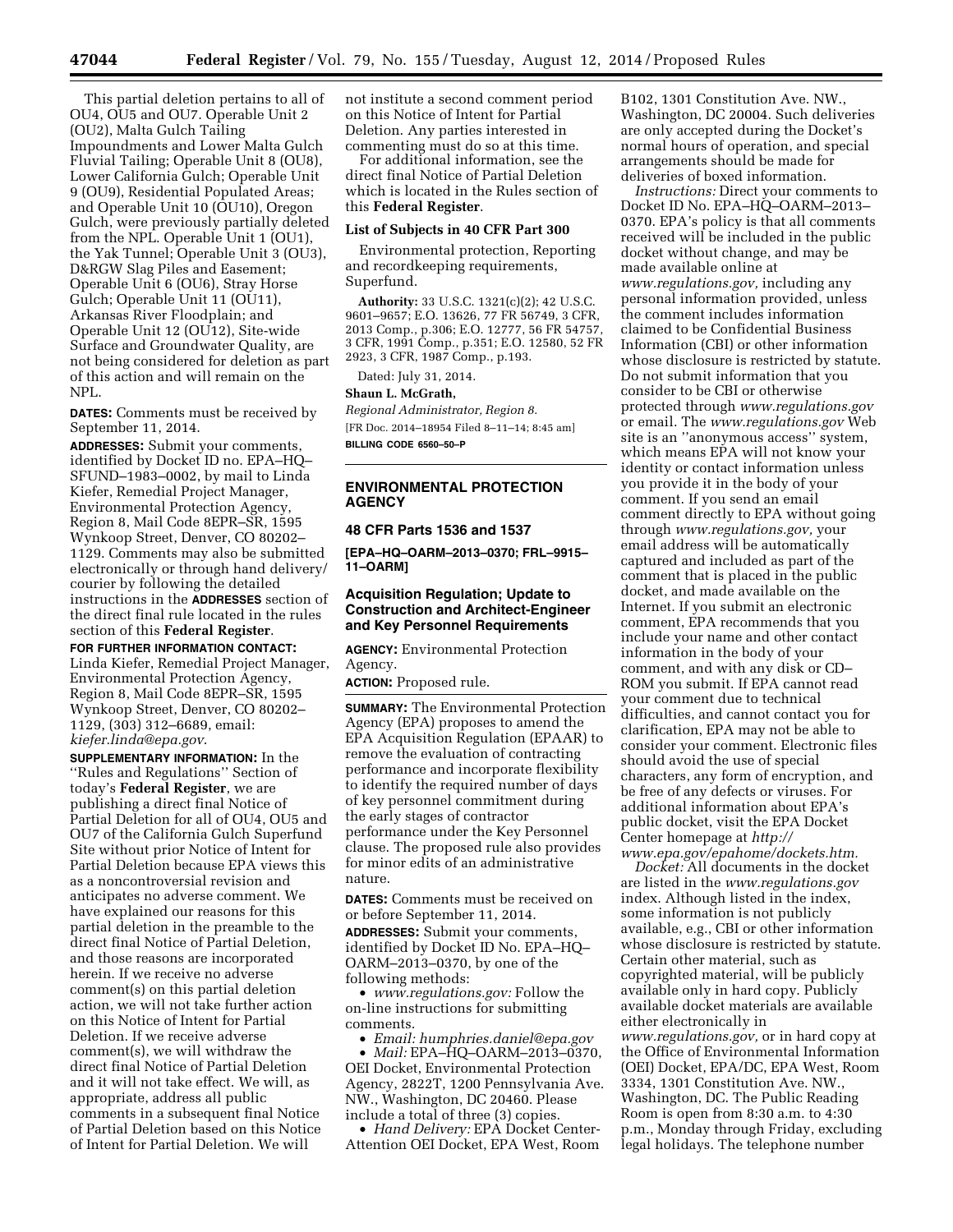This partial deletion pertains to all of OU4, OU5 and OU7. Operable Unit 2 (OU2), Malta Gulch Tailing Impoundments and Lower Malta Gulch Fluvial Tailing; Operable Unit 8 (OU8), Lower California Gulch; Operable Unit 9 (OU9), Residential Populated Areas; and Operable Unit 10 (OU10), Oregon Gulch, were previously partially deleted from the NPL. Operable Unit 1 (OU1), the Yak Tunnel; Operable Unit 3 (OU3), D&RGW Slag Piles and Easement; Operable Unit 6 (OU6), Stray Horse Gulch; Operable Unit 11 (OU11), Arkansas River Floodplain; and Operable Unit 12 (OU12), Site-wide Surface and Groundwater Quality, are not being considered for deletion as part of this action and will remain on the NPL.

**DATES:** Comments must be received by September 11, 2014.

**ADDRESSES:** Submit your comments, identified by Docket ID no. EPA–HQ–SFUND–1983–0002, by mail to Linda Kiefer, Remedial Project Manager, Environmental Protection Agency, Region 8, Mail Code 8EPR–SR, 1595 Wynkoop Street, Denver, CO 80202–1129. Comments may also be submitted electronically or through hand delivery/courier by following the detailed instructions in the **ADDRESSES** section of the direct final rule located in the rules section of this **Federal Register**.

**FOR FURTHER INFORMATION CONTACT:** Linda Kiefer, Remedial Project Manager, Environmental Protection Agency, Region 8, Mail Code 8EPR–SR, 1595 Wynkoop Street, Denver, CO 80202–1129, (303) 312–6689, email: *kiefer.linda@epa.gov*.

**SUPPLEMENTARY INFORMATION:** In the ''Rules and Regulations'' Section of today's **Federal Register**, we are publishing a direct final Notice of Partial Deletion for all of OU4, OU5 and OU7 of the California Gulch Superfund Site without prior Notice of Intent for Partial Deletion because EPA views this as a noncontroversial revision and anticipates no adverse comment. We have explained our reasons for this partial deletion in the preamble to the direct final Notice of Partial Deletion, and those reasons are incorporated herein. If we receive no adverse comment(s) on this partial deletion action, we will not take further action on this Notice of Intent for Partial Deletion. If we receive adverse comment(s), we will withdraw the direct final Notice of Partial Deletion and it will not take effect. We will, as appropriate, address all public comments in a subsequent final Notice of Partial Deletion based on this Notice of Intent for Partial Deletion. We will not institute a second comment period on this Notice of Intent for Partial Deletion. Any parties interested in commenting must do so at this time.

For additional information, see the direct final Notice of Partial Deletion which is located in the Rules section of this **Federal Register**.

### List of Subjects in 40 CFR Part 300

Environmental protection, Reporting and recordkeeping requirements, Superfund.

**Authority:** 33 U.S.C. 1321(c)(2); 42 U.S.C. 9601–9657; E.O. 13626, 77 FR 56749, 3 CFR, 2013 Comp., p.306; E.O. 12777, 56 FR 54757, 3 CFR, 1991 Comp., p.351; E.O. 12580, 52 FR 2923, 3 CFR, 1987 Comp., p.193.

Dated: July 31, 2014.

**Shaun L. McGrath,**

*Regional Administrator, Region 8.*

[FR Doc. 2014–18954 Filed 8–11–14; 8:45 am]

**BILLING CODE 6560–50–P**

---

## ENVIRONMENTAL PROTECTION AGENCY

### 48 CFR Parts 1536 and 1537

**[EPA–HQ–OARM–2013–0370; FRL–9915–11–OARM]**

### Acquisition Regulation; Update to Construction and Architect-Engineer and Key Personnel Requirements

**AGENCY:** Environmental Protection Agency.

**ACTION:** Proposed rule.

**SUMMARY:** The Environmental Protection Agency (EPA) proposes to amend the EPA Acquisition Regulation (EPAAR) to remove the evaluation of contracting performance and incorporate flexibility to identify the required number of days of key personnel commitment during the early stages of contractor performance under the Key Personnel clause. The proposed rule also provides for minor edits of an administrative nature.

**DATES:** Comments must be received on or before September 11, 2014.

**ADDRESSES:** Submit your comments, identified by Docket ID No. EPA–HQ–OARM–2013–0370, by one of the following methods:

- *www.regulations.gov:* Follow the on-line instructions for submitting comments.
- *Email: humphries.daniel@epa.gov*
- *Mail:* EPA–HQ–OARM–2013–0370, OEI Docket, Environmental Protection Agency, 2822T, 1200 Pennsylvania Ave. NW., Washington, DC 20460. Please include a total of three (3) copies.
- *Hand Delivery:* EPA Docket Center-Attention OEI Docket, EPA West, Room B102, 1301 Constitution Ave. NW., Washington, DC 20004. Such deliveries are only accepted during the Docket's normal hours of operation, and special arrangements should be made for deliveries of boxed information.

*Instructions:* Direct your comments to Docket ID No. EPA–HQ–OARM–2013–0370. EPA's policy is that all comments received will be included in the public docket without change, and may be made available online at *www.regulations.gov,* including any personal information provided, unless the comment includes information claimed to be Confidential Business Information (CBI) or other information whose disclosure is restricted by statute. Do not submit information that you consider to be CBI or otherwise protected through *www.regulations.gov* or email. The *www.regulations.gov* Web site is an ''anonymous access'' system, which means EPA will not know your identity or contact information unless you provide it in the body of your comment. If you send an email comment directly to EPA without going through *www.regulations.gov,* your email address will be automatically captured and included as part of the comment that is placed in the public docket, and made available on the Internet. If you submit an electronic comment, EPA recommends that you include your name and other contact information in the body of your comment, and with any disk or CD–ROM you submit. If EPA cannot read your comment due to technical difficulties, and cannot contact you for clarification, EPA may not be able to consider your comment. Electronic files should avoid the use of special characters, any form of encryption, and be free of any defects or viruses. For additional information about EPA's public docket, visit the EPA Docket Center homepage at *http://www.epa.gov/epahome/dockets.htm.*

*Docket:* All documents in the docket are listed in the *www.regulations.gov* index. Although listed in the index, some information is not publicly available, e.g., CBI or other information whose disclosure is restricted by statute. Certain other material, such as copyrighted material, will be publicly available only in hard copy. Publicly available docket materials are available either electronically in *www.regulations.gov,* or in hard copy at the Office of Environmental Information (OEI) Docket, EPA/DC, EPA West, Room 3334, 1301 Constitution Ave. NW., Washington, DC. The Public Reading Room is open from 8:30 a.m. to 4:30 p.m., Monday through Friday, excluding legal holidays. The telephone number